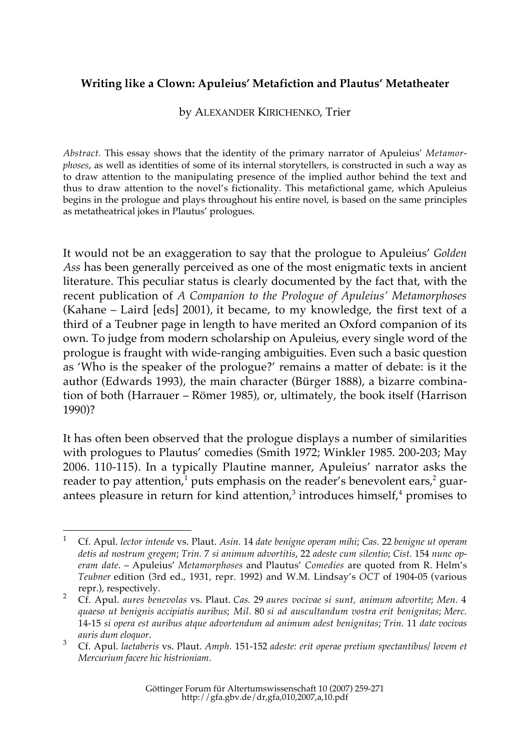**Writing like a Clown: Apuleius' Metafiction and Plautus' Metatheater**

by ALEXANDER KIRICHENKO, Trier

*Abstract.* This essay shows that the identity of the primary narrator of Apuleius' *Metamorphoses*, as well as identities of some of its internal storytellers, is constructed in such a way as to draw attention to the manipulating presence of the implied author behind the text and thus to draw attention to the novel's fictionality. This metafictional game, which Apuleius begins in the prologue and plays throughout his entire novel, is based on the same principles as metatheatrical jokes in Plautus' prologues.

It would not be an exaggeration to say that the prologue to Apuleius' *Golden Ass* has been generally perceived as one of the most enigmatic texts in ancient literature. This peculiar status is clearly documented by the fact that, with the recent publication of *A Companion to the Prologue of Apuleius' Metamorphoses* (Kahane – Laird [eds] 2001), it became, to my knowledge, the first text of a third of a Teubner page in length to have merited an Oxford companion of its own. To judge from modern scholarship on Apuleius, every single word of the prologue is fraught with wide-ranging ambiguities. Even such a basic question as 'Who is the speaker of the prologue?' remains a matter of debate: is it the author (Edwards 1993), the main character (Bürger 1888), a bizarre combination of both (Harrauer – Römer 1985), or, ultimately, the book itself (Harrison 1990)?

It has often been observed that the prologue displays a number of similarities with prologues to Plautus' comedies (Smith 1972; Winkler 1985. 200-203; May 2006. 110-115). In a typically Plautine manner, Apuleius' narrator asks the reader to pay attention,[1] puts emphasis on the reader's benevolent ears,[2] guarantees pleasure in return for kind attention,[3] introduces himself,[4] promises to

---

1 Cf. Apul. *lector intende* vs. Plaut. *Asin.* 14 *date benigne operam mihi*; *Cas.* 22 *benigne ut operam detis ad nostrum gregem*; *Trin.* 7 *si animum advortitis*, 22 *adeste cum silentio*; *Cist.* 154 *nunc operam date*. – Apuleius' *Metamorphoses* and Plautus' *Comedies* are quoted from R. Helm's *Teubner* edition (3rd ed., 1931, repr. 1992) and W.M. Lindsay's *OCT* of 1904-05 (various repr.), respectively.

2 Cf. Apul. *aures benevolas* vs. Plaut. *Cas.* 29 *aures vocivae si sunt, animum advortite*; *Men.* 4 *quaeso ut benignis accipiatis auribus*; *Mil.* 80 *si ad auscultandum vostra erit benignitas*; *Merc.* 14-15 *si opera est auribus atque advortendum ad animum adest benignitas*; *Trin.* 11 *date vocivas auris dum eloquor*.

3 Cf. Apul. *laetaberis* vs. Plaut. *Amph.* 151-152 *adeste: erit operae pretium spectantibus/ Iovem et Mercurium facere hic histrioniam*.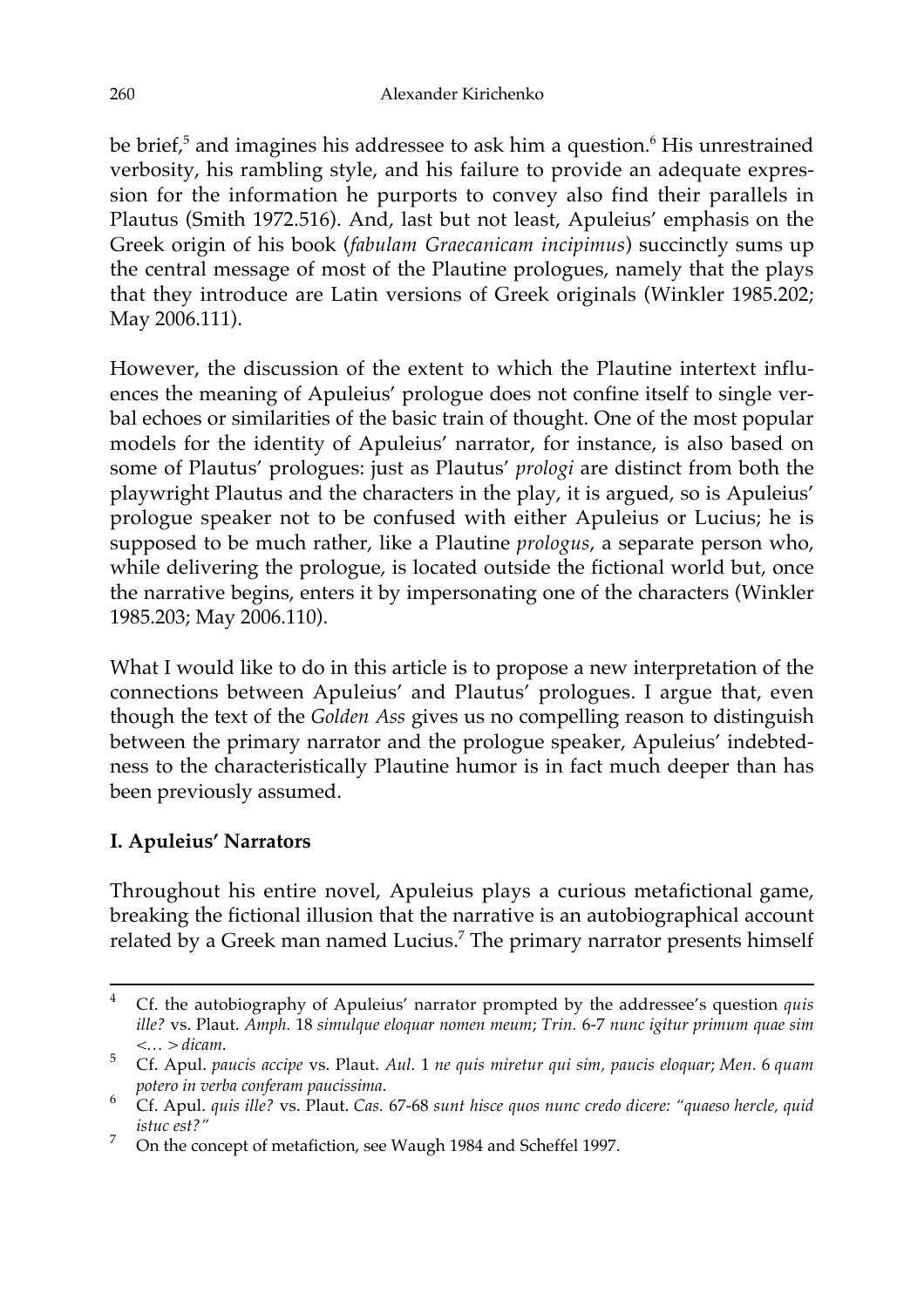be brief,[5] and imagines his addressee to ask him a question.[6] His unrestrained verbosity, his rambling style, and his failure to provide an adequate expression for the information he purports to convey also find their parallels in Plautus (Smith 1972.516). And, last but not least, Apuleius' emphasis on the Greek origin of his book (*fabulam Graecanicam incipimus*) succinctly sums up the central message of most of the Plautine prologues, namely that the plays that they introduce are Latin versions of Greek originals (Winkler 1985.202; May 2006.111).

However, the discussion of the extent to which the Plautine intertext influences the meaning of Apuleius' prologue does not confine itself to single verbal echoes or similarities of the basic train of thought. One of the most popular models for the identity of Apuleius' narrator, for instance, is also based on some of Plautus' prologues: just as Plautus' *prologi* are distinct from both the playwright Plautus and the characters in the play, it is argued, so is Apuleius' prologue speaker not to be confused with either Apuleius or Lucius; he is supposed to be much rather, like a Plautine *prologus*, a separate person who, while delivering the prologue, is located outside the fictional world but, once the narrative begins, enters it by impersonating one of the characters (Winkler 1985.203; May 2006.110).

What I would like to do in this article is to propose a new interpretation of the connections between Apuleius' and Plautus' prologues. I argue that, even though the text of the *Golden Ass* gives us no compelling reason to distinguish between the primary narrator and the prologue speaker, Apuleius' indebtedness to the characteristically Plautine humor is in fact much deeper than has been previously assumed.

## I. Apuleius' Narrators

Throughout his entire novel, Apuleius plays a curious metafictional game, breaking the fictional illusion that the narrative is an autobiographical account related by a Greek man named Lucius.[7] The primary narrator presents himself

---

4 Cf. the autobiography of Apuleius' narrator prompted by the addressee's question *quis ille?* vs. Plaut. *Amph.* 18 *simulque eloquar nomen meum*; *Trin.* 6-7 *nunc igitur primum quae sim <... > dicam*.

5 Cf. Apul. *paucis accipe* vs. Plaut. *Aul.* 1 *ne quis miretur qui sim, paucis eloquar*; *Men.* 6 *quam potero in verba conferam paucissima*.

6 Cf. Apul. *quis ille?* vs. Plaut. *Cas.* 67-68 *sunt hisce quos nunc credo dicere: "quaeso hercle, quid istuc est?"*

7 On the concept of metafiction, see Waugh 1984 and Scheffel 1997.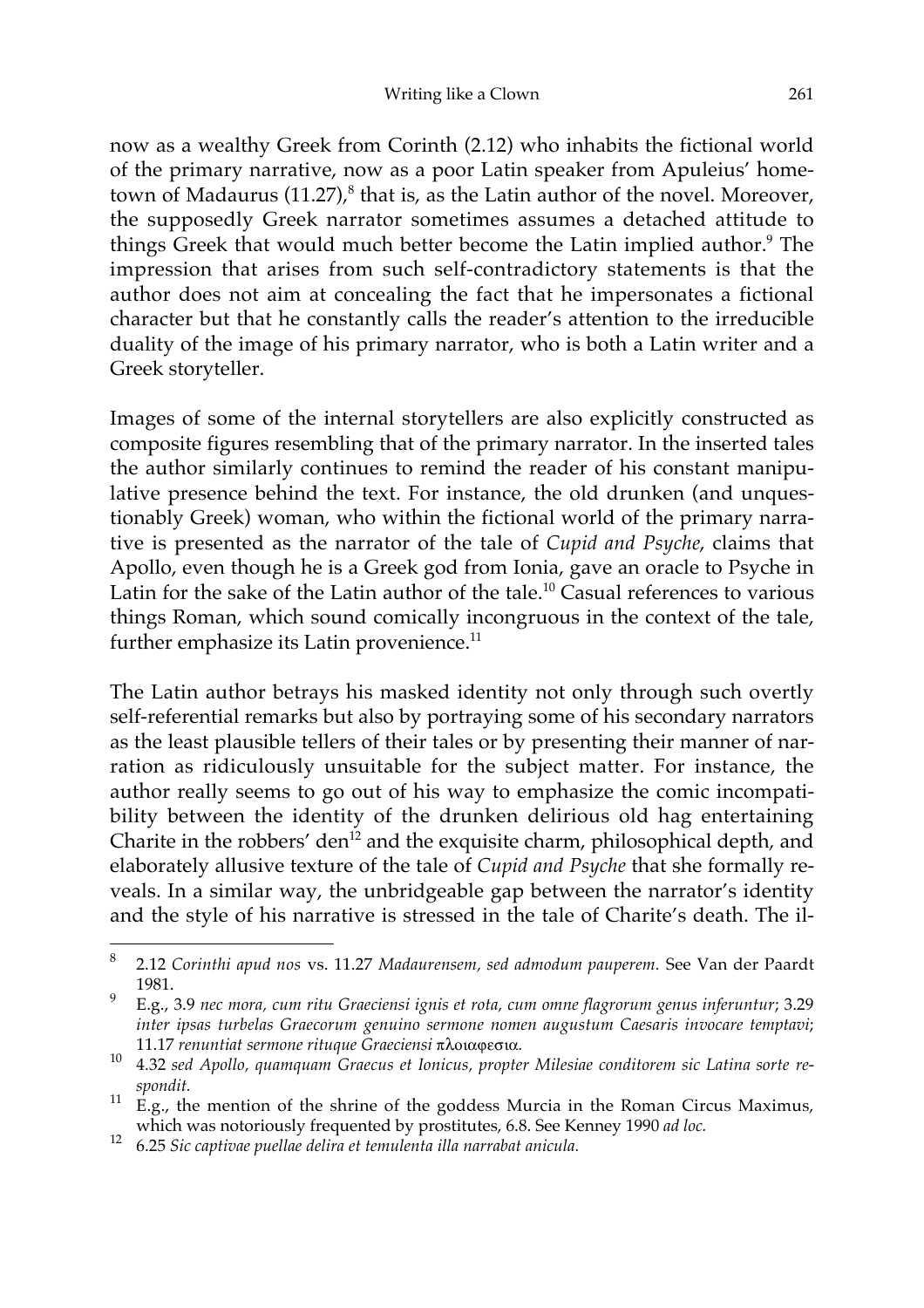now as a wealthy Greek from Corinth (2.12) who inhabits the fictional world of the primary narrative, now as a poor Latin speaker from Apuleius' hometown of Madaurus (11.27),[8] that is, as the Latin author of the novel. Moreover, the supposedly Greek narrator sometimes assumes a detached attitude to things Greek that would much better become the Latin implied author.[9] The impression that arises from such self-contradictory statements is that the author does not aim at concealing the fact that he impersonates a fictional character but that he constantly calls the reader's attention to the irreducible duality of the image of his primary narrator, who is both a Latin writer and a Greek storyteller.

Images of some of the internal storytellers are also explicitly constructed as composite figures resembling that of the primary narrator. In the inserted tales the author similarly continues to remind the reader of his constant manipulative presence behind the text. For instance, the old drunken (and unquestionably Greek) woman, who within the fictional world of the primary narrative is presented as the narrator of the tale of *Cupid and Psyche*, claims that Apollo, even though he is a Greek god from Ionia, gave an oracle to Psyche in Latin for the sake of the Latin author of the tale.[10] Casual references to various things Roman, which sound comically incongruous in the context of the tale, further emphasize its Latin provenience.[11]

The Latin author betrays his masked identity not only through such overtly self-referential remarks but also by portraying some of his secondary narrators as the least plausible tellers of their tales or by presenting their manner of narration as ridiculously unsuitable for the subject matter. For instance, the author really seems to go out of his way to emphasize the comic incompatibility between the identity of the drunken delirious old hag entertaining Charite in the robbers' den[12] and the exquisite charm, philosophical depth, and elaborately allusive texture of the tale of *Cupid and Psyche* that she formally reveals. In a similar way, the unbridgeable gap between the narrator's identity and the style of his narrative is stressed in the tale of Charite's death. The il-

---

[8] 2.12 *Corinthi apud nos* vs. 11.27 *Madaurensem, sed admodum pauperem.* See Van der Paardt 1981.

[9] E.g., 3.9 *nec mora, cum ritu Graeciensi ignis et rota, cum omne flagrorum genus inferuntur*; 3.29 *inter ipsas turbelas Graecorum genuino sermone nomen augustum Caesaris invocare temptavi*; 11.17 *renuntiat sermone rituque Graeciensi* πλοιαφεσια.

[10] 4.32 *sed Apollo, quamquam Graecus et Ionicus, propter Milesiae conditorem sic Latina sorte respondit.*

[11] E.g., the mention of the shrine of the goddess Murcia in the Roman Circus Maximus, which was notoriously frequented by prostitutes, 6.8. See Kenney 1990 *ad loc.*

[12] 6.25 *Sic captivae puellae delira et temulenta illa narrabat anicula.*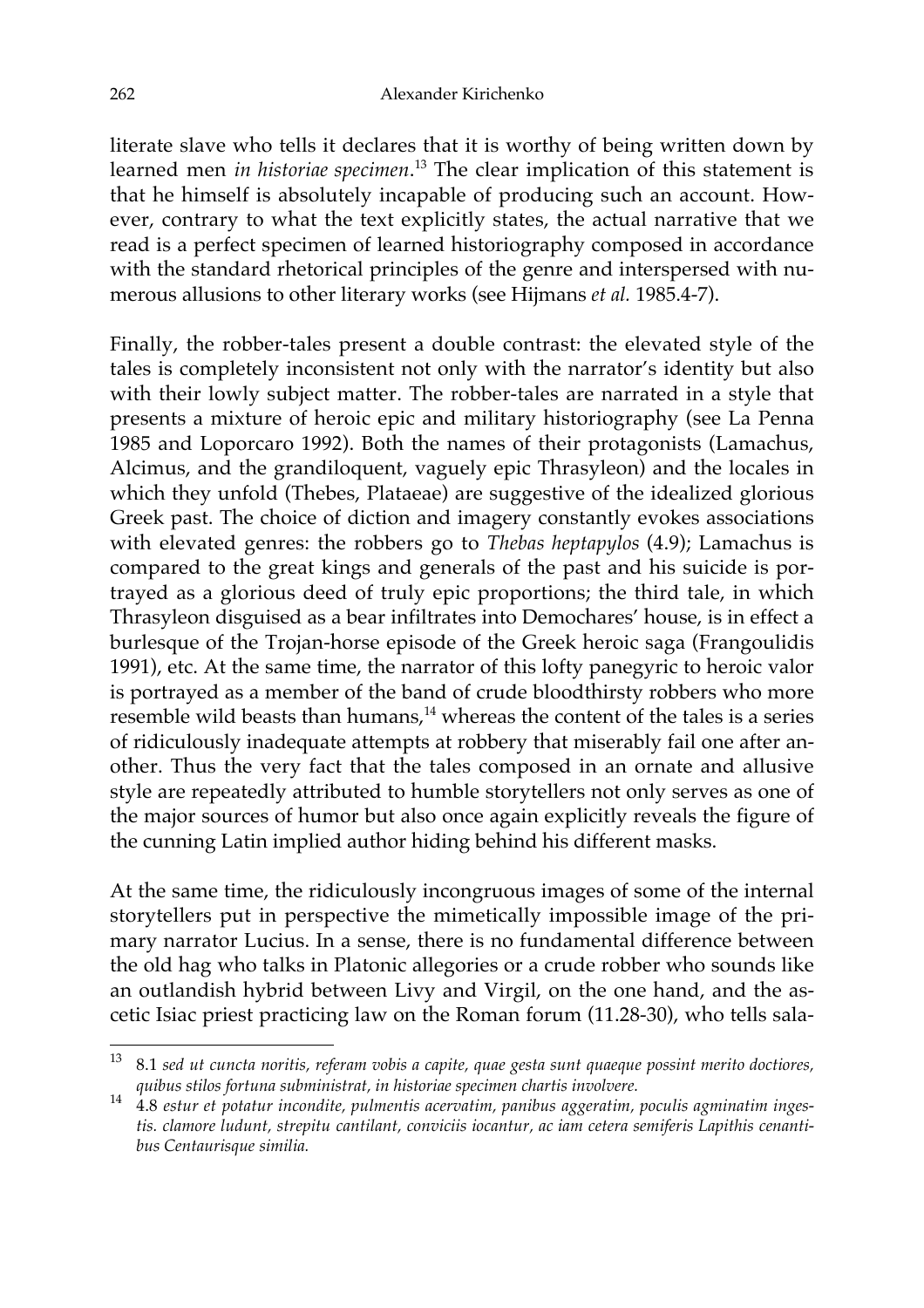literate slave who tells it declares that it is worthy of being written down by learned men *in historiae specimen*.[13] The clear implication of this statement is that he himself is absolutely incapable of producing such an account. However, contrary to what the text explicitly states, the actual narrative that we read is a perfect specimen of learned historiography composed in accordance with the standard rhetorical principles of the genre and interspersed with numerous allusions to other literary works (see Hijmans *et al.* 1985.4-7).

Finally, the robber-tales present a double contrast: the elevated style of the tales is completely inconsistent not only with the narrator's identity but also with their lowly subject matter. The robber-tales are narrated in a style that presents a mixture of heroic epic and military historiography (see La Penna 1985 and Loporcaro 1992). Both the names of their protagonists (Lamachus, Alcimus, and the grandiloquent, vaguely epic Thrasyleon) and the locales in which they unfold (Thebes, Plataeae) are suggestive of the idealized glorious Greek past. The choice of diction and imagery constantly evokes associations with elevated genres: the robbers go to *Thebas heptapylos* (4.9); Lamachus is compared to the great kings and generals of the past and his suicide is portrayed as a glorious deed of truly epic proportions; the third tale, in which Thrasyleon disguised as a bear infiltrates into Demochares' house, is in effect a burlesque of the Trojan-horse episode of the Greek heroic saga (Frangoulidis 1991), etc. At the same time, the narrator of this lofty panegyric to heroic valor is portrayed as a member of the band of crude bloodthirsty robbers who more resemble wild beasts than humans,[14] whereas the content of the tales is a series of ridiculously inadequate attempts at robbery that miserably fail one after another. Thus the very fact that the tales composed in an ornate and allusive style are repeatedly attributed to humble storytellers not only serves as one of the major sources of humor but also once again explicitly reveals the figure of the cunning Latin implied author hiding behind his different masks.

At the same time, the ridiculously incongruous images of some of the internal storytellers put in perspective the mimetically impossible image of the primary narrator Lucius. In a sense, there is no fundamental difference between the old hag who talks in Platonic allegories or a crude robber who sounds like an outlandish hybrid between Livy and Virgil, on the one hand, and the ascetic Isiac priest practicing law on the Roman forum (11.28-30), who tells sala-

---

[13] 8.1 *sed ut cuncta noritis, referam vobis a capite, quae gesta sunt quaeque possint merito doctiores, quibus stilos fortuna subministrat, in historiae specimen chartis involvere.*

[14] 4.8 *estur et potatur incondite, pulmentis acervatim, panibus aggeratim, poculis agminatim ingestis. clamore ludunt, strepitu cantilant, conviciis iocantur, ac iam cetera semiferis Lapithis cenantibus Centaurisque similia.*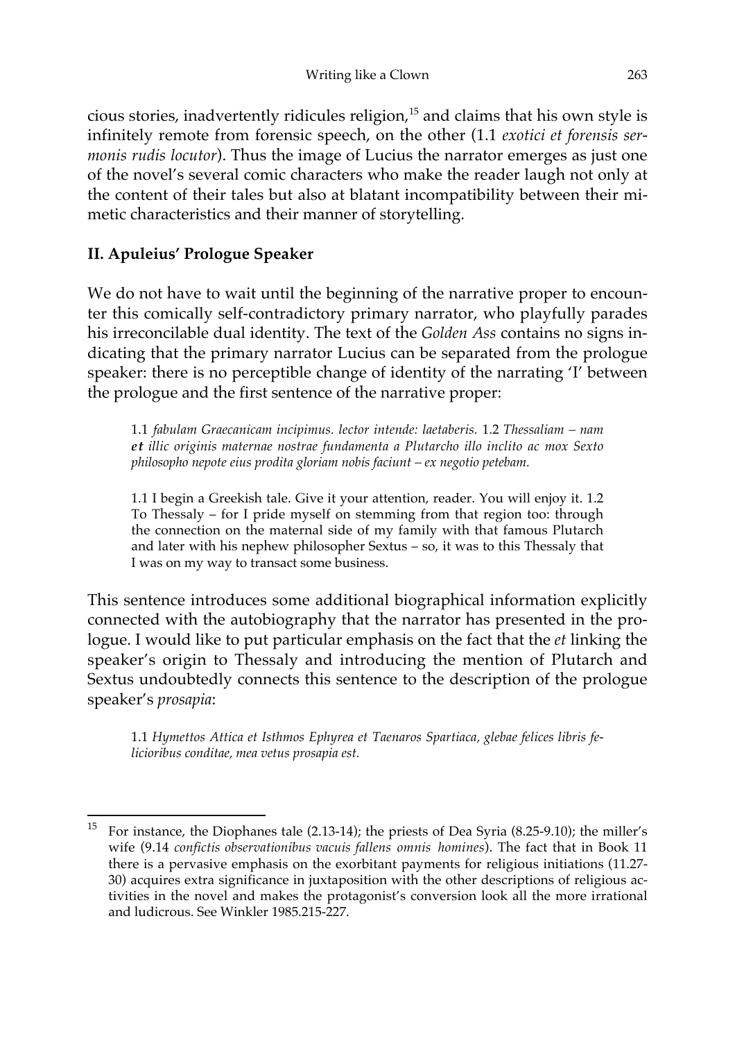cious stories, inadvertently ridicules religion,[15] and claims that his own style is infinitely remote from forensic speech, on the other (1.1 *exotici et forensis sermonis rudis locutor*). Thus the image of Lucius the narrator emerges as just one of the novel's several comic characters who make the reader laugh not only at the content of their tales but also at blatant incompatibility between their mimetic characteristics and their manner of storytelling.

## II. Apuleius' Prologue Speaker

We do not have to wait until the beginning of the narrative proper to encounter this comically self-contradictory primary narrator, who playfully parades his irreconcilable dual identity. The text of the *Golden Ass* contains no signs indicating that the primary narrator Lucius can be separated from the prologue speaker: there is no perceptible change of identity of the narrating 'I' between the prologue and the first sentence of the narrative proper:

> 1.1 *fabulam Graecanicam incipimus. lector intende: laetaberis.* 1.2 *Thessaliam – nam* ***et*** *illic originis maternae nostrae fundamenta a Plutarcho illo inclito ac mox Sexto philosopho nepote eius prodita gloriam nobis faciunt – ex negotio petebam.*

> 1.1 I begin a Greekish tale. Give it your attention, reader. You will enjoy it. 1.2 To Thessaly – for I pride myself on stemming from that region too: through the connection on the maternal side of my family with that famous Plutarch and later with his nephew philosopher Sextus – so, it was to this Thessaly that I was on my way to transact some business.

This sentence introduces some additional biographical information explicitly connected with the autobiography that the narrator has presented in the prologue. I would like to put particular emphasis on the fact that the *et* linking the speaker's origin to Thessaly and introducing the mention of Plutarch and Sextus undoubtedly connects this sentence to the description of the prologue speaker's *prosapia*:

> 1.1 *Hymettos Attica et Isthmos Ephyrea et Taenaros Spartiaca, glebae felices libris felicioribus conditae, mea vetus prosapia est.*

---

[15] For instance, the Diophanes tale (2.13-14); the priests of Dea Syria (8.25-9.10); the miller's wife (9.14 *confictis observationibus vacuis fallens omnis homines*). The fact that in Book 11 there is a pervasive emphasis on the exorbitant payments for religious initiations (11.27-30) acquires extra significance in juxtaposition with the other descriptions of religious activities in the novel and makes the protagonist's conversion look all the more irrational and ludicrous. See Winkler 1985.215-227.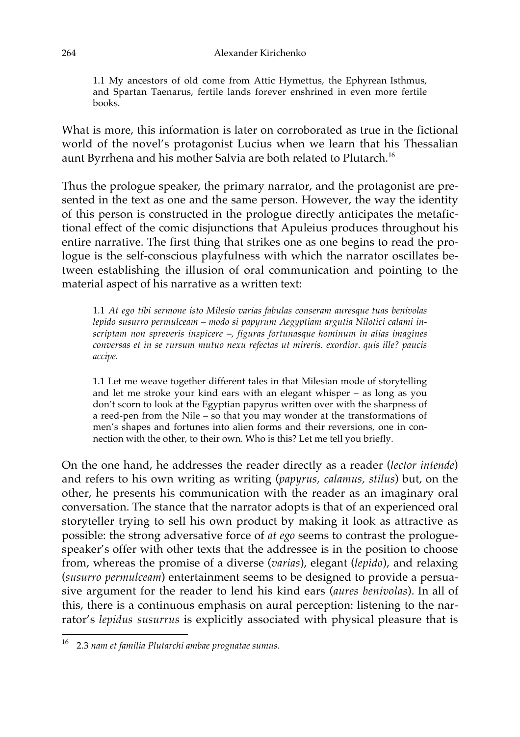1.1 My ancestors of old come from Attic Hymettus, the Ephyrean Isthmus, and Spartan Taenarus, fertile lands forever enshrined in even more fertile books.

What is more, this information is later on corroborated as true in the fictional world of the novel's protagonist Lucius when we learn that his Thessalian aunt Byrrhena and his mother Salvia are both related to Plutarch.[16]

Thus the prologue speaker, the primary narrator, and the protagonist are presented in the text as one and the same person. However, the way the identity of this person is constructed in the prologue directly anticipates the metafictional effect of the comic disjunctions that Apuleius produces throughout his entire narrative. The first thing that strikes one as one begins to read the prologue is the self-conscious playfulness with which the narrator oscillates between establishing the illusion of oral communication and pointing to the material aspect of his narrative as a written text:

1.1 *At ego tibi sermone isto Milesio varias fabulas conseram auresque tuas benivolas lepido susurro permulceam – modo si papyrum Aegyptiam argutia Nilotici calami inscriptam non spreveris inspicere –, figuras fortunasque hominum in alias imagines conversas et in se rursum mutuo nexu refectas ut mireris. exordior. quis ille? paucis accipe.*

1.1 Let me weave together different tales in that Milesian mode of storytelling and let me stroke your kind ears with an elegant whisper – as long as you don't scorn to look at the Egyptian papyrus written over with the sharpness of a reed-pen from the Nile – so that you may wonder at the transformations of men's shapes and fortunes into alien forms and their reversions, one in connection with the other, to their own. Who is this? Let me tell you briefly.

On the one hand, he addresses the reader directly as a reader (*lector intende*) and refers to his own writing as writing (*papyrus, calamus, stilus*) but, on the other, he presents his communication with the reader as an imaginary oral conversation. The stance that the narrator adopts is that of an experienced oral storyteller trying to sell his own product by making it look as attractive as possible: the strong adversative force of *at ego* seems to contrast the prologue-speaker's offer with other texts that the addressee is in the position to choose from, whereas the promise of a diverse (*varias*), elegant (*lepido*), and relaxing (*susurro permulceam*) entertainment seems to be designed to provide a persuasive argument for the reader to lend his kind ears (*aures benivolas*). In all of this, there is a continuous emphasis on aural perception: listening to the narrator's *lepidus susurrus* is explicitly associated with physical pleasure that is

[16] 2.3 *nam et familia Plutarchi ambae prognatae sumus*.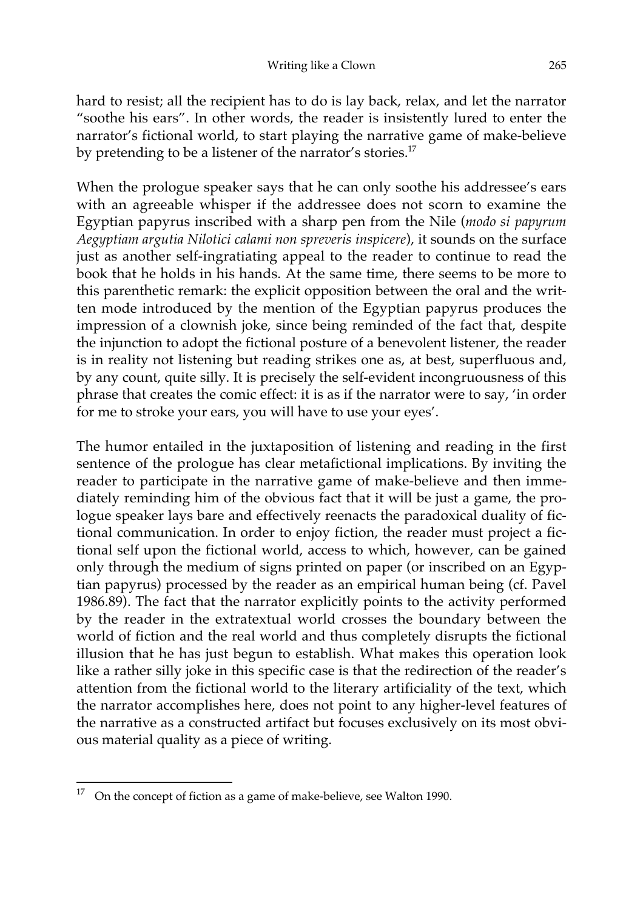hard to resist; all the recipient has to do is lay back, relax, and let the narrator "soothe his ears". In other words, the reader is insistently lured to enter the narrator's fictional world, to start playing the narrative game of make-believe by pretending to be a listener of the narrator's stories.[17]

When the prologue speaker says that he can only soothe his addressee's ears with an agreeable whisper if the addressee does not scorn to examine the Egyptian papyrus inscribed with a sharp pen from the Nile (*modo si papyrum Aegyptiam argutia Nilotici calami non spreveris inspicere*), it sounds on the surface just as another self-ingratiating appeal to the reader to continue to read the book that he holds in his hands. At the same time, there seems to be more to this parenthetic remark: the explicit opposition between the oral and the written mode introduced by the mention of the Egyptian papyrus produces the impression of a clownish joke, since being reminded of the fact that, despite the injunction to adopt the fictional posture of a benevolent listener, the reader is in reality not listening but reading strikes one as, at best, superfluous and, by any count, quite silly. It is precisely the self-evident incongruousness of this phrase that creates the comic effect: it is as if the narrator were to say, 'in order for me to stroke your ears, you will have to use your eyes'.

The humor entailed in the juxtaposition of listening and reading in the first sentence of the prologue has clear metafictional implications. By inviting the reader to participate in the narrative game of make-believe and then immediately reminding him of the obvious fact that it will be just a game, the prologue speaker lays bare and effectively reenacts the paradoxical duality of fictional communication. In order to enjoy fiction, the reader must project a fictional self upon the fictional world, access to which, however, can be gained only through the medium of signs printed on paper (or inscribed on an Egyptian papyrus) processed by the reader as an empirical human being (cf. Pavel 1986.89). The fact that the narrator explicitly points to the activity performed by the reader in the extratextual world crosses the boundary between the world of fiction and the real world and thus completely disrupts the fictional illusion that he has just begun to establish. What makes this operation look like a rather silly joke in this specific case is that the redirection of the reader's attention from the fictional world to the literary artificiality of the text, which the narrator accomplishes here, does not point to any higher-level features of the narrative as a constructed artifact but focuses exclusively on its most obvious material quality as a piece of writing.

---

[17] On the concept of fiction as a game of make-believe, see Walton 1990.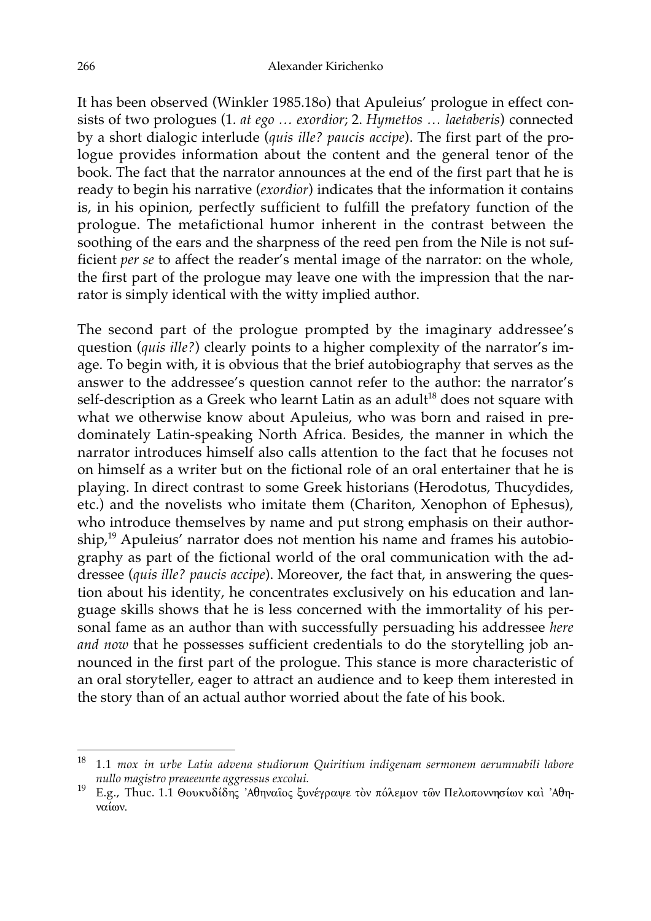It has been observed (Winkler 1985.18o) that Apuleius' prologue in effect consists of two prologues (1. *at ego … exordior*; 2. *Hymettos … laetaberis*) connected by a short dialogic interlude (*quis ille? paucis accipe*). The first part of the prologue provides information about the content and the general tenor of the book. The fact that the narrator announces at the end of the first part that he is ready to begin his narrative (*exordior*) indicates that the information it contains is, in his opinion, perfectly sufficient to fulfill the prefatory function of the prologue. The metafictional humor inherent in the contrast between the soothing of the ears and the sharpness of the reed pen from the Nile is not sufficient *per se* to affect the reader's mental image of the narrator: on the whole, the first part of the prologue may leave one with the impression that the narrator is simply identical with the witty implied author.

The second part of the prologue prompted by the imaginary addressee's question (*quis ille?*) clearly points to a higher complexity of the narrator's image. To begin with, it is obvious that the brief autobiography that serves as the answer to the addressee's question cannot refer to the author: the narrator's self-description as a Greek who learnt Latin as an adult[18] does not square with what we otherwise know about Apuleius, who was born and raised in predominately Latin-speaking North Africa. Besides, the manner in which the narrator introduces himself also calls attention to the fact that he focuses not on himself as a writer but on the fictional role of an oral entertainer that he is playing. In direct contrast to some Greek historians (Herodotus, Thucydides, etc.) and the novelists who imitate them (Chariton, Xenophon of Ephesus), who introduce themselves by name and put strong emphasis on their authorship,[19] Apuleius' narrator does not mention his name and frames his autobiography as part of the fictional world of the oral communication with the addressee (*quis ille? paucis accipe*). Moreover, the fact that, in answering the question about his identity, he concentrates exclusively on his education and language skills shows that he is less concerned with the immortality of his personal fame as an author than with successfully persuading his addressee *here and now* that he possesses sufficient credentials to do the storytelling job announced in the first part of the prologue. This stance is more characteristic of an oral storyteller, eager to attract an audience and to keep them interested in the story than of an actual author worried about the fate of his book.

---

[18] 1.1 *mox in urbe Latia advena studiorum Quiritium indigenam sermonem aerumnabili labore nullo magistro preaeeunte aggressus excolui.*

[19] E.g., Thuc. 1.1 Θουκυδίδης Ἀθηναῖος ξυνέγραψε τὸν πόλεμον τῶν Πελοποννησίων καὶ Ἀθηναίων.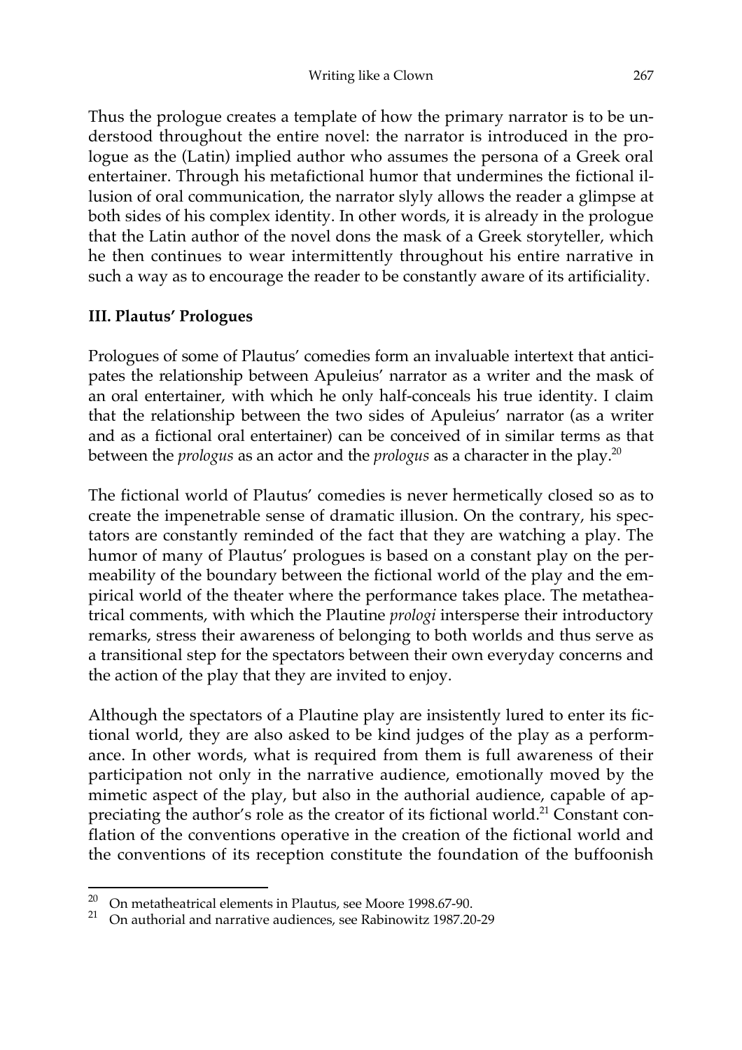Thus the prologue creates a template of how the primary narrator is to be understood throughout the entire novel: the narrator is introduced in the prologue as the (Latin) implied author who assumes the persona of a Greek oral entertainer. Through his metafictional humor that undermines the fictional illusion of oral communication, the narrator slyly allows the reader a glimpse at both sides of his complex identity. In other words, it is already in the prologue that the Latin author of the novel dons the mask of a Greek storyteller, which he then continues to wear intermittently throughout his entire narrative in such a way as to encourage the reader to be constantly aware of its artificiality.

### III. Plautus' Prologues

Prologues of some of Plautus' comedies form an invaluable intertext that anticipates the relationship between Apuleius' narrator as a writer and the mask of an oral entertainer, with which he only half-conceals his true identity. I claim that the relationship between the two sides of Apuleius' narrator (as a writer and as a fictional oral entertainer) can be conceived of in similar terms as that between the *prologus* as an actor and the *prologus* as a character in the play.[20]

The fictional world of Plautus' comedies is never hermetically closed so as to create the impenetrable sense of dramatic illusion. On the contrary, his spectators are constantly reminded of the fact that they are watching a play. The humor of many of Plautus' prologues is based on a constant play on the permeability of the boundary between the fictional world of the play and the empirical world of the theater where the performance takes place. The metatheatrical comments, with which the Plautine *prologi* intersperse their introductory remarks, stress their awareness of belonging to both worlds and thus serve as a transitional step for the spectators between their own everyday concerns and the action of the play that they are invited to enjoy.

Although the spectators of a Plautine play are insistently lured to enter its fictional world, they are also asked to be kind judges of the play as a performance. In other words, what is required from them is full awareness of their participation not only in the narrative audience, emotionally moved by the mimetic aspect of the play, but also in the authorial audience, capable of appreciating the author's role as the creator of its fictional world.[21] Constant conflation of the conventions operative in the creation of the fictional world and the conventions of its reception constitute the foundation of the buffoonish

---

[20] On metatheatrical elements in Plautus, see Moore 1998.67-90.

[21] On authorial and narrative audiences, see Rabinowitz 1987.20-29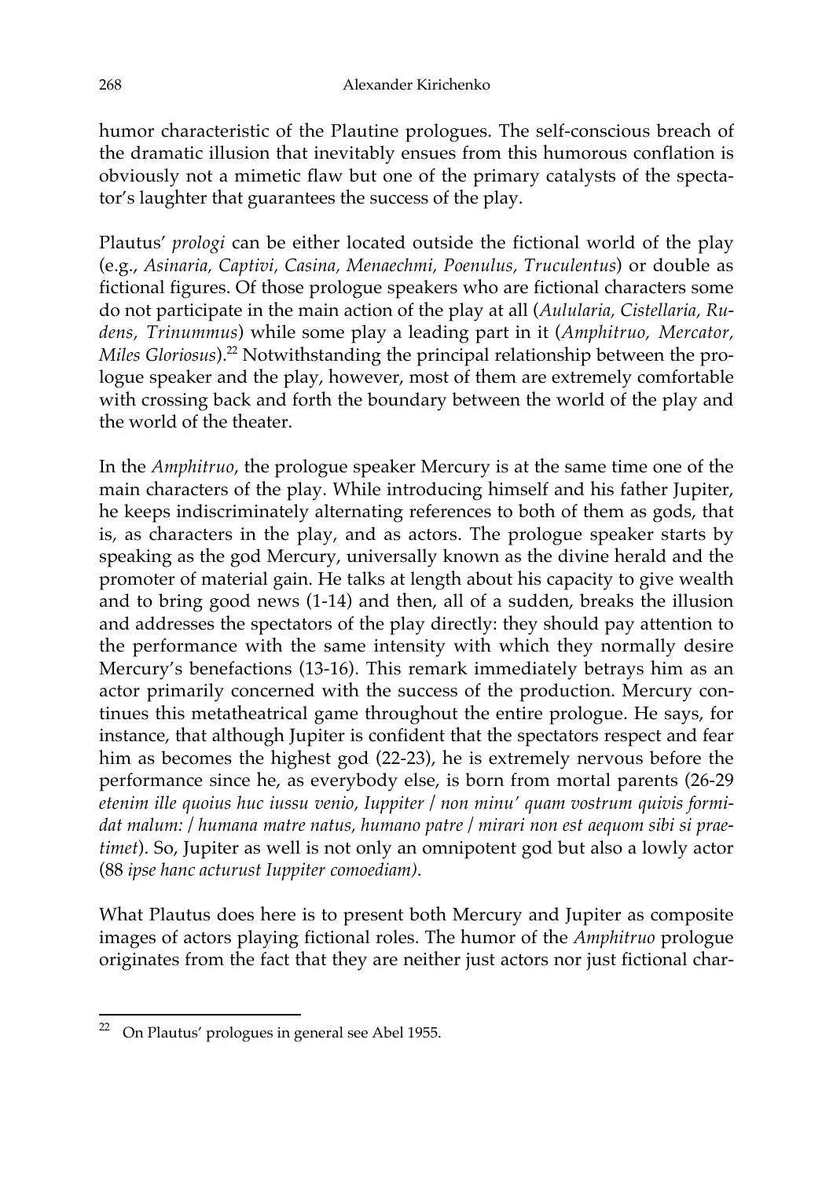humor characteristic of the Plautine prologues. The self-conscious breach of the dramatic illusion that inevitably ensues from this humorous conflation is obviously not a mimetic flaw but one of the primary catalysts of the spectator's laughter that guarantees the success of the play.

Plautus' *prologi* can be either located outside the fictional world of the play (e.g., *Asinaria, Captivi, Casina, Menaechmi, Poenulus, Truculentus*) or double as fictional figures. Of those prologue speakers who are fictional characters some do not participate in the main action of the play at all (*Aulularia, Cistellaria, Rudens, Trinummus*) while some play a leading part in it (*Amphitruo, Mercator, Miles Gloriosus*).[22] Notwithstanding the principal relationship between the prologue speaker and the play, however, most of them are extremely comfortable with crossing back and forth the boundary between the world of the play and the world of the theater.

In the *Amphitruo*, the prologue speaker Mercury is at the same time one of the main characters of the play. While introducing himself and his father Jupiter, he keeps indiscriminately alternating references to both of them as gods, that is, as characters in the play, and as actors. The prologue speaker starts by speaking as the god Mercury, universally known as the divine herald and the promoter of material gain. He talks at length about his capacity to give wealth and to bring good news (1-14) and then, all of a sudden, breaks the illusion and addresses the spectators of the play directly: they should pay attention to the performance with the same intensity with which they normally desire Mercury's benefactions (13-16). This remark immediately betrays him as an actor primarily concerned with the success of the production. Mercury continues this metatheatrical game throughout the entire prologue. He says, for instance, that although Jupiter is confident that the spectators respect and fear him as becomes the highest god (22-23), he is extremely nervous before the performance since he, as everybody else, is born from mortal parents (26-29 *etenim ille quoius huc iussu venio, Iuppiter / non minu' quam vostrum quivis formidat malum: / humana matre natus, humano patre / mirari non est aequom sibi si praetimet*). So, Jupiter as well is not only an omnipotent god but also a lowly actor (88 *ipse hanc acturust Iuppiter comoediam)*.

What Plautus does here is to present both Mercury and Jupiter as composite images of actors playing fictional roles. The humor of the *Amphitruo* prologue originates from the fact that they are neither just actors nor just fictional char-

---

[22] On Plautus' prologues in general see Abel 1955.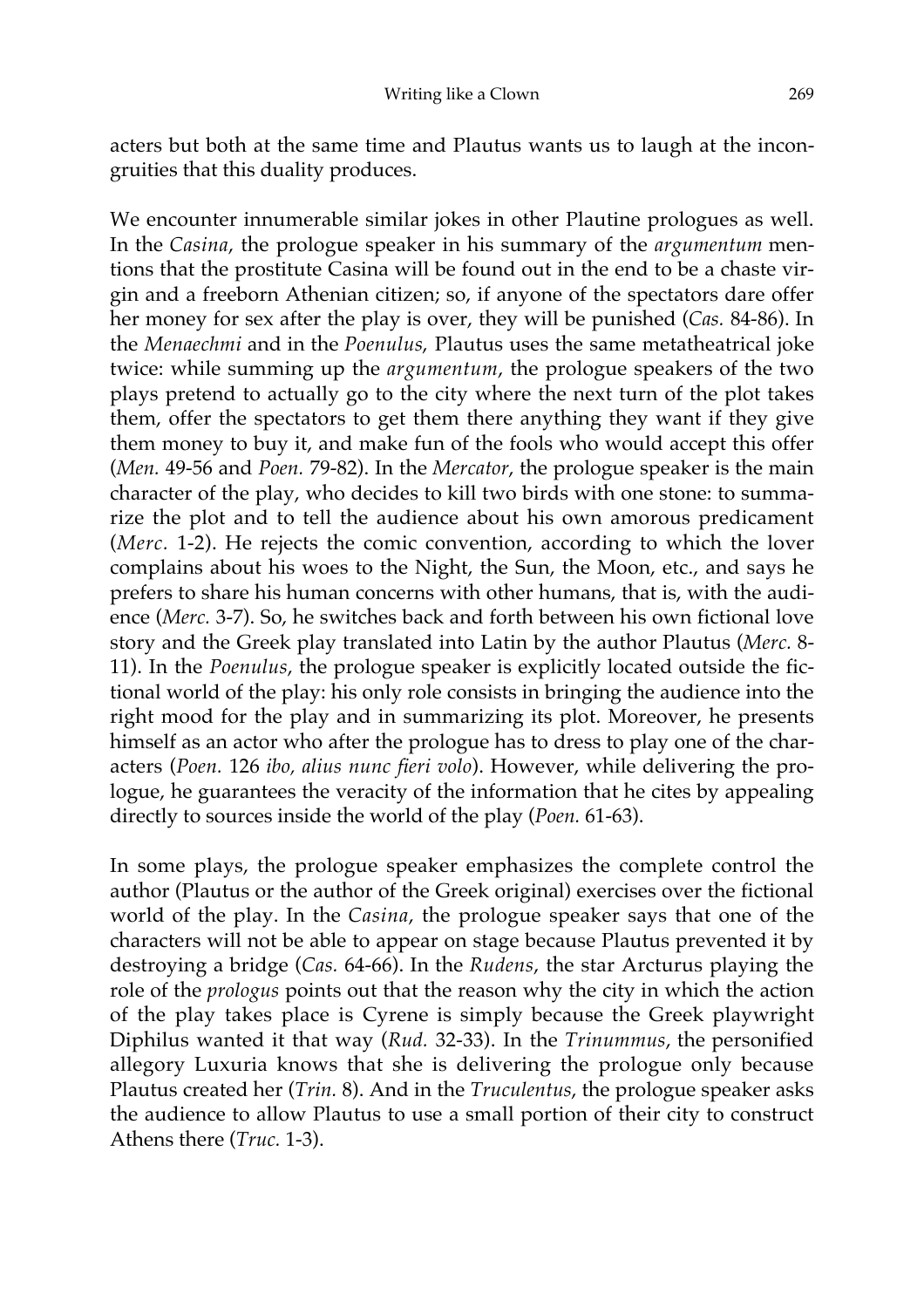acters but both at the same time and Plautus wants us to laugh at the incongruities that this duality produces.

We encounter innumerable similar jokes in other Plautine prologues as well. In the *Casina*, the prologue speaker in his summary of the *argumentum* mentions that the prostitute Casina will be found out in the end to be a chaste virgin and a freeborn Athenian citizen; so, if anyone of the spectators dare offer her money for sex after the play is over, they will be punished (*Cas.* 84-86). In the *Menaechmi* and in the *Poenulus*, Plautus uses the same metatheatrical joke twice: while summing up the *argumentum*, the prologue speakers of the two plays pretend to actually go to the city where the next turn of the plot takes them, offer the spectators to get them there anything they want if they give them money to buy it, and make fun of the fools who would accept this offer (*Men.* 49-56 and *Poen.* 79-82). In the *Mercator*, the prologue speaker is the main character of the play, who decides to kill two birds with one stone: to summarize the plot and to tell the audience about his own amorous predicament (*Merc.* 1-2). He rejects the comic convention, according to which the lover complains about his woes to the Night, the Sun, the Moon, etc., and says he prefers to share his human concerns with other humans, that is, with the audience (*Merc.* 3-7). So, he switches back and forth between his own fictional love story and the Greek play translated into Latin by the author Plautus (*Merc.* 8-11). In the *Poenulus*, the prologue speaker is explicitly located outside the fictional world of the play: his only role consists in bringing the audience into the right mood for the play and in summarizing its plot. Moreover, he presents himself as an actor who after the prologue has to dress to play one of the characters (*Poen.* 126 *ibo, alius nunc fieri volo*). However, while delivering the prologue, he guarantees the veracity of the information that he cites by appealing directly to sources inside the world of the play (*Poen.* 61-63).

In some plays, the prologue speaker emphasizes the complete control the author (Plautus or the author of the Greek original) exercises over the fictional world of the play. In the *Casina*, the prologue speaker says that one of the characters will not be able to appear on stage because Plautus prevented it by destroying a bridge (*Cas.* 64-66). In the *Rudens*, the star Arcturus playing the role of the *prologus* points out that the reason why the city in which the action of the play takes place is Cyrene is simply because the Greek playwright Diphilus wanted it that way (*Rud.* 32-33). In the *Trinummus*, the personified allegory Luxuria knows that she is delivering the prologue only because Plautus created her (*Trin.* 8). And in the *Truculentus*, the prologue speaker asks the audience to allow Plautus to use a small portion of their city to construct Athens there (*Truc.* 1-3).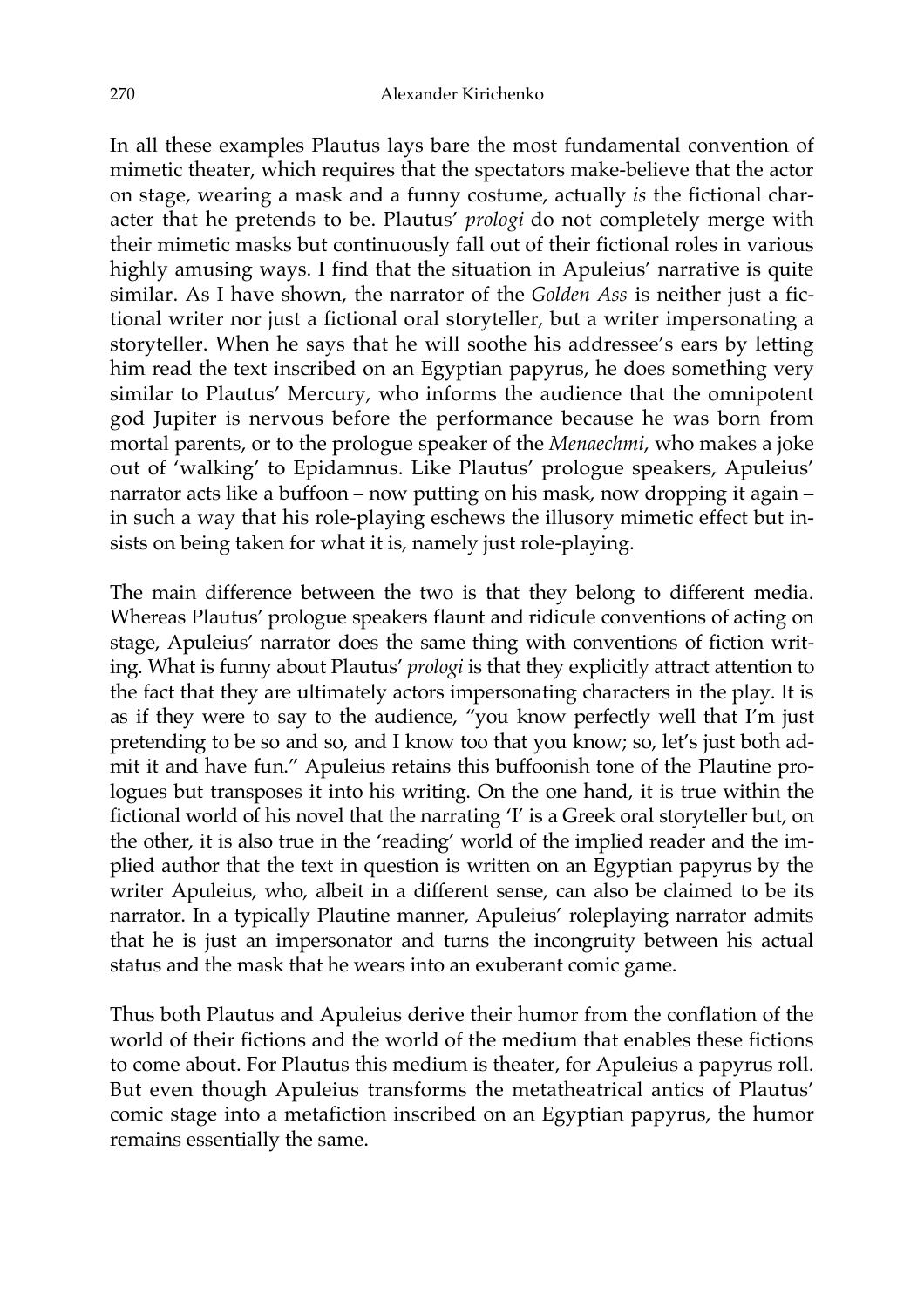In all these examples Plautus lays bare the most fundamental convention of mimetic theater, which requires that the spectators make-believe that the actor on stage, wearing a mask and a funny costume, actually *is* the fictional character that he pretends to be. Plautus' *prologi* do not completely merge with their mimetic masks but continuously fall out of their fictional roles in various highly amusing ways. I find that the situation in Apuleius' narrative is quite similar. As I have shown, the narrator of the *Golden Ass* is neither just a fictional writer nor just a fictional oral storyteller, but a writer impersonating a storyteller. When he says that he will soothe his addressee's ears by letting him read the text inscribed on an Egyptian papyrus, he does something very similar to Plautus' Mercury, who informs the audience that the omnipotent god Jupiter is nervous before the performance because he was born from mortal parents, or to the prologue speaker of the *Menaechmi*, who makes a joke out of 'walking' to Epidamnus. Like Plautus' prologue speakers, Apuleius' narrator acts like a buffoon – now putting on his mask, now dropping it again – in such a way that his role-playing eschews the illusory mimetic effect but insists on being taken for what it is, namely just role-playing.

The main difference between the two is that they belong to different media. Whereas Plautus' prologue speakers flaunt and ridicule conventions of acting on stage, Apuleius' narrator does the same thing with conventions of fiction writing. What is funny about Plautus' *prologi* is that they explicitly attract attention to the fact that they are ultimately actors impersonating characters in the play. It is as if they were to say to the audience, "you know perfectly well that I'm just pretending to be so and so, and I know too that you know; so, let's just both admit it and have fun." Apuleius retains this buffoonish tone of the Plautine prologues but transposes it into his writing. On the one hand, it is true within the fictional world of his novel that the narrating 'I' is a Greek oral storyteller but, on the other, it is also true in the 'reading' world of the implied reader and the implied author that the text in question is written on an Egyptian papyrus by the writer Apuleius, who, albeit in a different sense, can also be claimed to be its narrator. In a typically Plautine manner, Apuleius' roleplaying narrator admits that he is just an impersonator and turns the incongruity between his actual status and the mask that he wears into an exuberant comic game.

Thus both Plautus and Apuleius derive their humor from the conflation of the world of their fictions and the world of the medium that enables these fictions to come about. For Plautus this medium is theater, for Apuleius a papyrus roll. But even though Apuleius transforms the metatheatrical antics of Plautus' comic stage into a metafiction inscribed on an Egyptian papyrus, the humor remains essentially the same.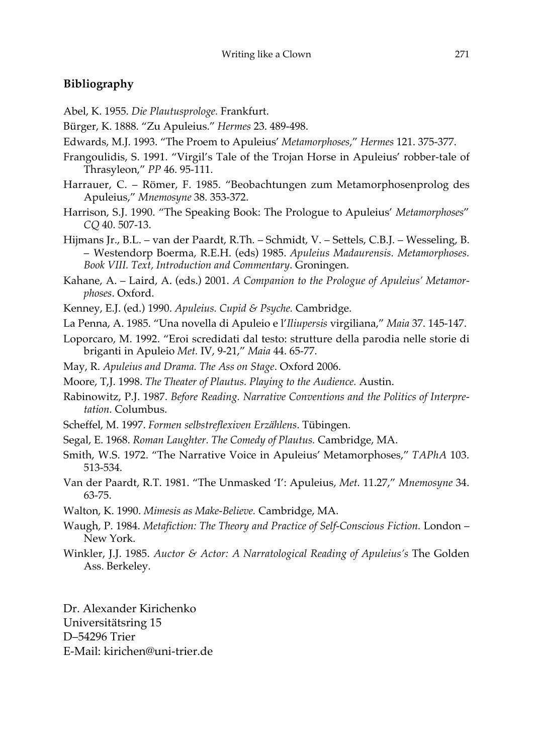## Bibliography

Abel, K. 1955. *Die Plautusprologe.* Frankfurt.

Bürger, K. 1888. "Zu Apuleius." *Hermes* 23. 489-498.

Edwards, M.J. 1993. "The Proem to Apuleius' *Metamorphoses*," *Hermes* 121. 375-377.

Frangoulidis, S. 1991. "Virgil's Tale of the Trojan Horse in Apuleius' robber-tale of Thrasyleon," *PP* 46. 95-111.

Harrauer, C. – Römer, F. 1985. "Beobachtungen zum Metamorphosenprolog des Apuleius," *Mnemosyne* 38. 353-372.

Harrison, S.J. 1990. "The Speaking Book: The Prologue to Apuleius' *Metamorphoses*" *CQ* 40. 507-13.

Hijmans Jr., B.L. – van der Paardt, R.Th. – Schmidt, V. – Settels, C.B.J. – Wesseling, B. – Westendorp Boerma, R.E.H. (eds) 1985. *Apuleius Madaurensis. Metamorphoses. Book VIII. Text, Introduction and Commentary*. Groningen.

Kahane, A. – Laird, A. (eds.) 2001. *A Companion to the Prologue of Apuleius' Metamorphoses*. Oxford.

Kenney, E.J. (ed.) 1990. *Apuleius. Cupid & Psyche.* Cambridge.

La Penna, A. 1985. "Una novella di Apuleio e l'*Iliupersis* virgiliana," *Maia* 37. 145-147.

Loporcaro, M. 1992. "Eroi screditati dal testo: strutture della parodia nelle storie di briganti in Apuleio *Met.* IV, 9-21," *Maia* 44. 65-77.

May, R. *Apuleius and Drama. The Ass on Stage*. Oxford 2006.

Moore, T,J. 1998. *The Theater of Plautus. Playing to the Audience.* Austin.

Rabinowitz, P.J. 1987. *Before Reading. Narrative Conventions and the Politics of Interpretation.* Columbus.

Scheffel, M. 1997. *Formen selbstreflexiven Erzählens*. Tübingen.

Segal, E. 1968. *Roman Laughter. The Comedy of Plautus.* Cambridge, MA.

Smith, W.S. 1972. "The Narrative Voice in Apuleius' Metamorphoses," *TAPhA* 103. 513-534.

Van der Paardt, R.T. 1981. "The Unmasked 'I': Apuleius, *Met.* 11.27," *Mnemosyne* 34. 63-75.

Walton, K. 1990. *Mimesis as Make-Believe.* Cambridge, MA.

Waugh, P. 1984. *Metafiction: The Theory and Practice of Self-Conscious Fiction.* London – New York.

Winkler, J.J. 1985. *Auctor & Actor: A Narratological Reading of Apuleius's* The Golden Ass. Berkeley.

Dr. Alexander Kirichenko
Universitätsring 15
D–54296 Trier
E-Mail: kirichen@uni-trier.de